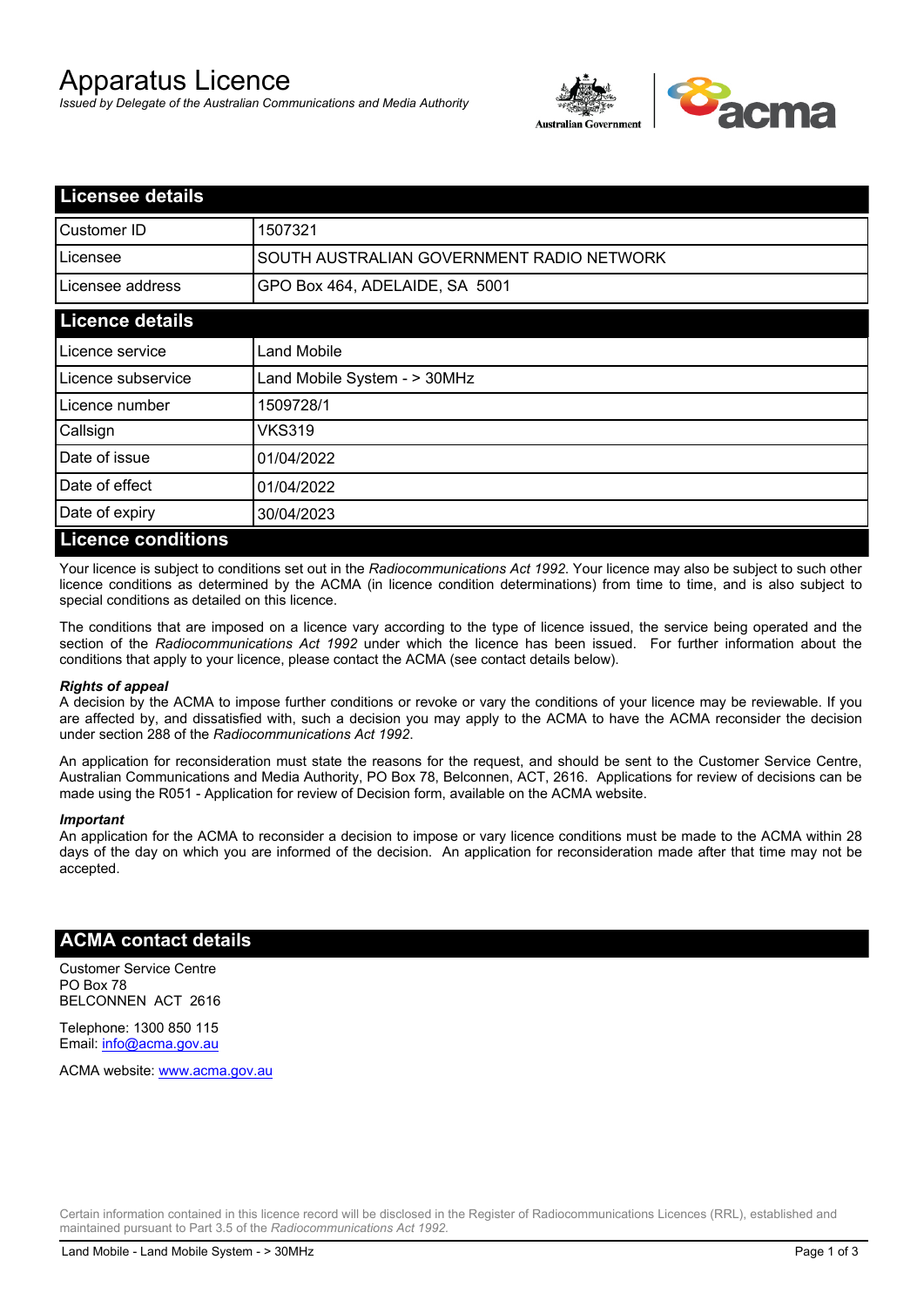# Apparatus Licence

*Issued by Delegate of the Australian Communications and Media Authority*

## Licensee details

| | |
|---|---|
| Customer ID | 1507321 |
| Licensee | SOUTH AUSTRALIAN GOVERNMENT RADIO NETWORK |
| Licensee address | GPO Box 464, ADELAIDE, SA 5001 |

## Licence details

| | |
|---|---|
| Licence service | Land Mobile |
| Licence subservice | Land Mobile System - > 30MHz |
| Licence number | 1509728/1 |
| Callsign | VKS319 |
| Date of issue | 01/04/2022 |
| Date of effect | 01/04/2022 |
| Date of expiry | 30/04/2023 |

## Licence conditions

Your licence is subject to conditions set out in the *Radiocommunications Act 1992*. Your licence may also be subject to such other licence conditions as determined by the ACMA (in licence condition determinations) from time to time, and is also subject to special conditions as detailed on this licence.

The conditions that are imposed on a licence vary according to the type of licence issued, the service being operated and the section of the *Radiocommunications Act 1992* under which the licence has been issued. For further information about the conditions that apply to your licence, please contact the ACMA (see contact details below).

### *Rights of appeal*

A decision by the ACMA to impose further conditions or revoke or vary the conditions of your licence may be reviewable. If you are affected by, and dissatisfied with, such a decision you may apply to the ACMA to have the ACMA reconsider the decision under section 288 of the *Radiocommunications Act 1992*.

An application for reconsideration must state the reasons for the request, and should be sent to the Customer Service Centre, Australian Communications and Media Authority, PO Box 78, Belconnen, ACT, 2616. Applications for review of decisions can be made using the R051 - Application for review of Decision form, available on the ACMA website.

### *Important*

An application for the ACMA to reconsider a decision to impose or vary licence conditions must be made to the ACMA within 28 days of the day on which you are informed of the decision. An application for reconsideration made after that time may not be accepted.

## ACMA contact details

Customer Service Centre
PO Box 78
BELCONNEN ACT 2616

Telephone: 1300 850 115
Email: info@acma.gov.au

ACMA website: www.acma.gov.au

Certain information contained in this licence record will be disclosed in the Register of Radiocommunications Licences (RRL), established and maintained pursuant to Part 3.5 of the *Radiocommunications Act 1992.*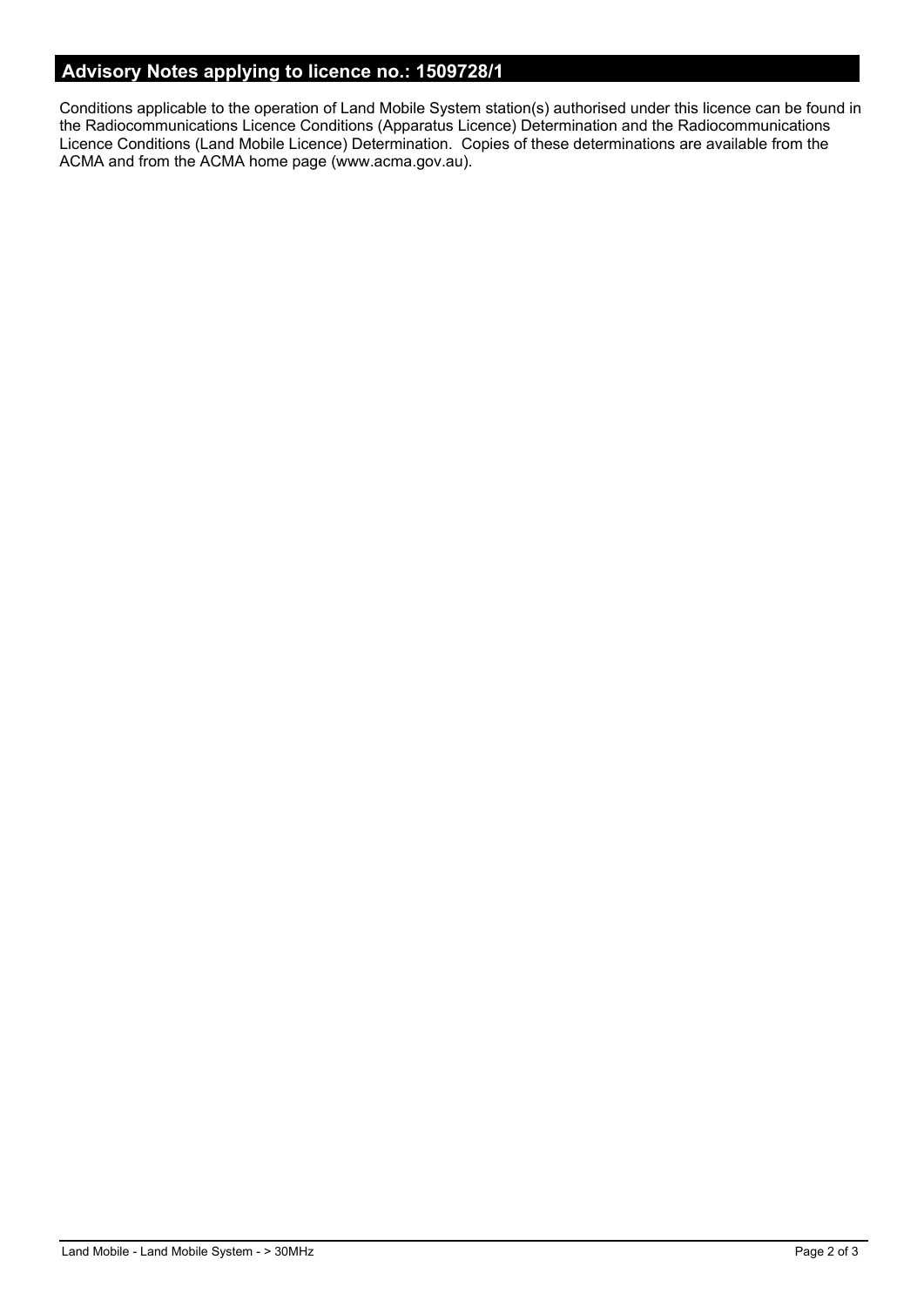## Advisory Notes applying to licence no.: 1509728/1

Conditions applicable to the operation of Land Mobile System station(s) authorised under this licence can be found in the Radiocommunications Licence Conditions (Apparatus Licence) Determination and the Radiocommunications Licence Conditions (Land Mobile Licence) Determination. Copies of these determinations are available from the ACMA and from the ACMA home page (www.acma.gov.au).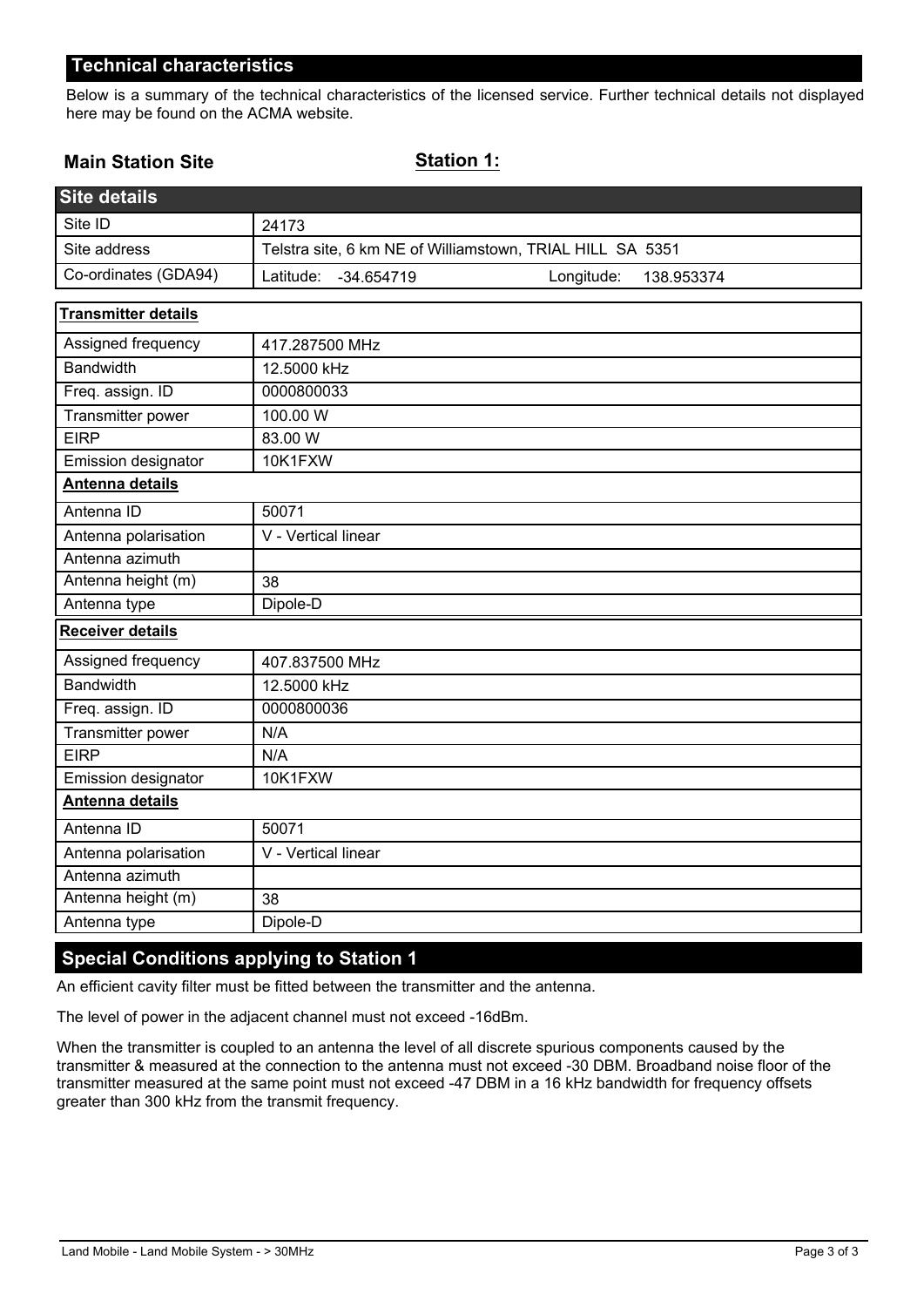## Technical characteristics

Below is a summary of the technical characteristics of the licensed service. Further technical details not displayed here may be found on the ACMA website.

### Main Station Site

### Station 1:

| Site details | |
|---|---|
| Site ID | 24173 |
| Site address | Telstra site, 6 km NE of Williamstown, TRIAL HILL SA 5351 |
| Co-ordinates (GDA94) | Latitude: -34.654719 Longitude: 138.953374 |

| **Transmitter details** | |
|---|---|
| Assigned frequency | 417.287500 MHz |
| Bandwidth | 12.5000 kHz |
| Freq. assign. ID | 0000800033 |
| Transmitter power | 100.00 W |
| EIRP | 83.00 W |
| Emission designator | 10K1FXW |
| **Antenna details** | |
| Antenna ID | 50071 |
| Antenna polarisation | V - Vertical linear |
| Antenna azimuth | |
| Antenna height (m) | 38 |
| Antenna type | Dipole-D |
| **Receiver details** | |
| Assigned frequency | 407.837500 MHz |
| Bandwidth | 12.5000 kHz |
| Freq. assign. ID | 0000800036 |
| Transmitter power | N/A |
| EIRP | N/A |
| Emission designator | 10K1FXW |
| **Antenna details** | |
| Antenna ID | 50071 |
| Antenna polarisation | V - Vertical linear |
| Antenna azimuth | |
| Antenna height (m) | 38 |
| Antenna type | Dipole-D |

## Special Conditions applying to Station 1

An efficient cavity filter must be fitted between the transmitter and the antenna.

The level of power in the adjacent channel must not exceed -16dBm.

When the transmitter is coupled to an antenna the level of all discrete spurious components caused by the transmitter & measured at the connection to the antenna must not exceed -30 DBM. Broadband noise floor of the transmitter measured at the same point must not exceed -47 DBM in a 16 kHz bandwidth for frequency offsets greater than 300 kHz from the transmit frequency.